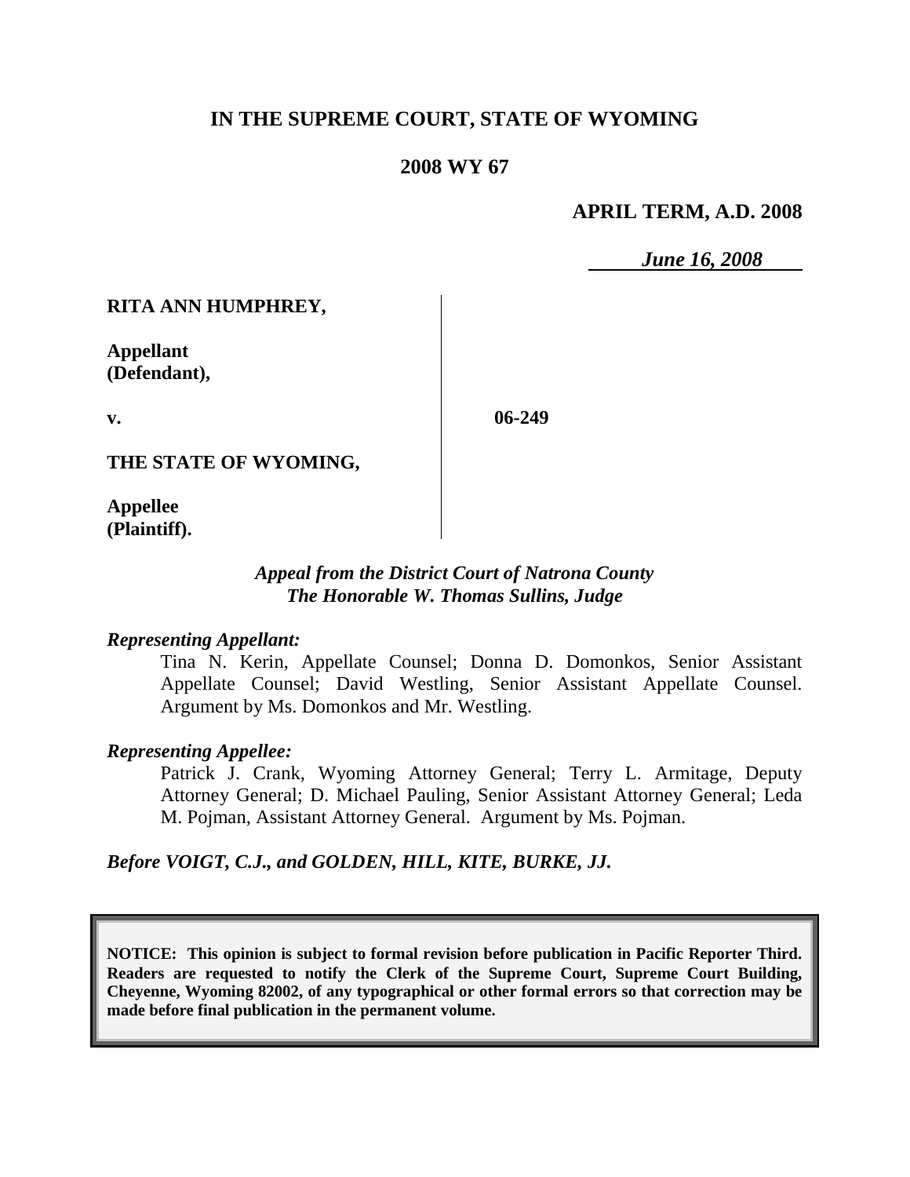# IN THE SUPREME COURT, STATE OF WYOMING

## 2008 WY 67

**APRIL TERM, A.D. 2008**

*June 16, 2008*

**RITA ANN HUMPHREY,**

**Appellant (Defendant),**

**v.**

**06-249**

**THE STATE OF WYOMING,**

**Appellee (Plaintiff).**

*Appeal from the District Court of Natrona County*
*The Honorable W. Thomas Sullins, Judge*

*Representing Appellant:*

Tina N. Kerin, Appellate Counsel; Donna D. Domonkos, Senior Assistant Appellate Counsel; David Westling, Senior Assistant Appellate Counsel. Argument by Ms. Domonkos and Mr. Westling.

*Representing Appellee:*

Patrick J. Crank, Wyoming Attorney General; Terry L. Armitage, Deputy Attorney General; D. Michael Pauling, Senior Assistant Attorney General; Leda M. Pojman, Assistant Attorney General. Argument by Ms. Pojman.

*Before VOIGT, C.J., and GOLDEN, HILL, KITE, BURKE, JJ.*

**NOTICE: This opinion is subject to formal revision before publication in Pacific Reporter Third. Readers are requested to notify the Clerk of the Supreme Court, Supreme Court Building, Cheyenne, Wyoming 82002, of any typographical or other formal errors so that correction may be made before final publication in the permanent volume.**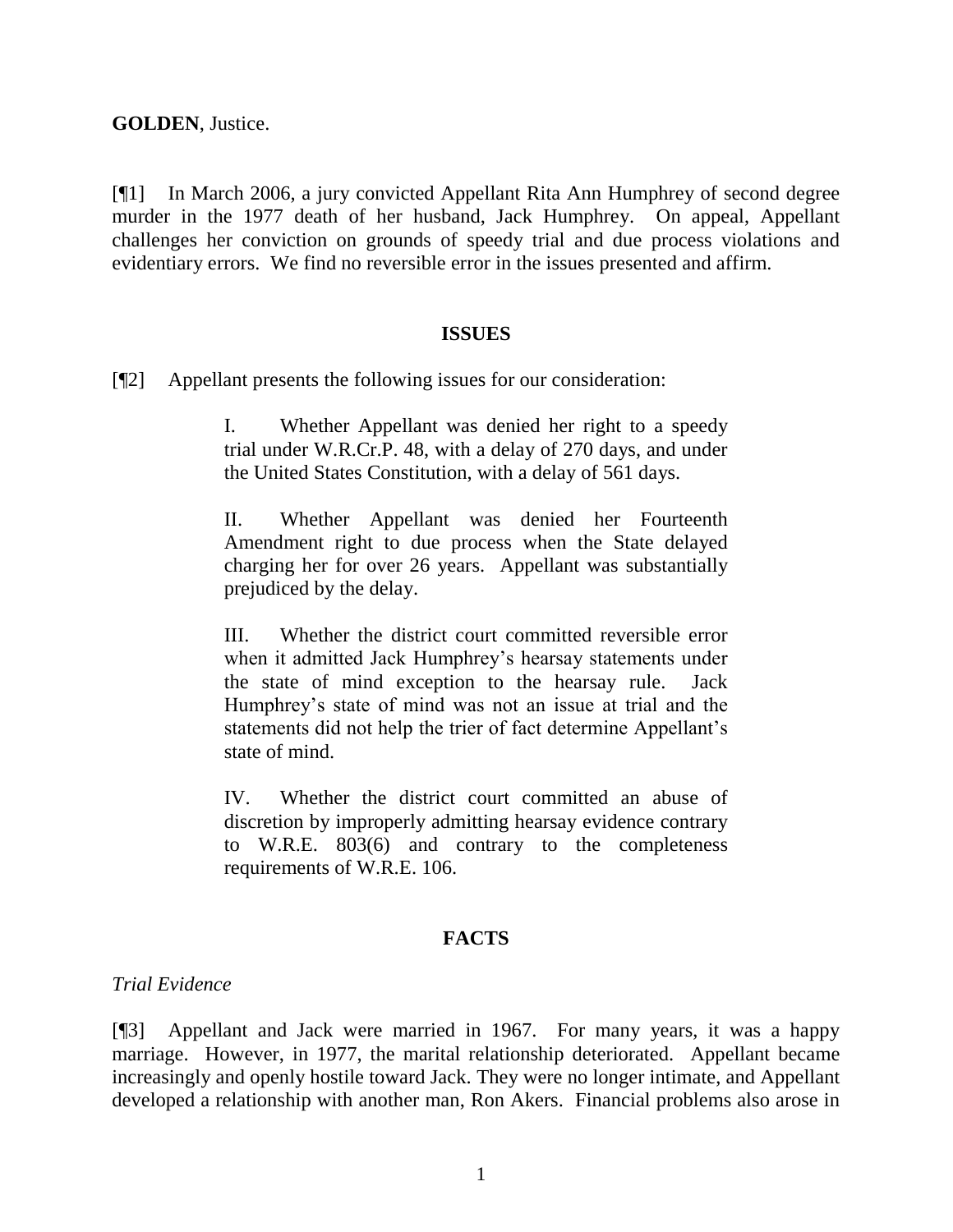**GOLDEN**, Justice.

[¶1] In March 2006, a jury convicted Appellant Rita Ann Humphrey of second degree murder in the 1977 death of her husband, Jack Humphrey. On appeal, Appellant challenges her conviction on grounds of speedy trial and due process violations and evidentiary errors. We find no reversible error in the issues presented and affirm.

## ISSUES

[¶2] Appellant presents the following issues for our consideration:

> I. Whether Appellant was denied her right to a speedy trial under W.R.Cr.P. 48, with a delay of 270 days, and under the United States Constitution, with a delay of 561 days.
>
> II. Whether Appellant was denied her Fourteenth Amendment right to due process when the State delayed charging her for over 26 years. Appellant was substantially prejudiced by the delay.
>
> III. Whether the district court committed reversible error when it admitted Jack Humphrey's hearsay statements under the state of mind exception to the hearsay rule. Jack Humphrey's state of mind was not an issue at trial and the statements did not help the trier of fact determine Appellant's state of mind.
>
> IV. Whether the district court committed an abuse of discretion by improperly admitting hearsay evidence contrary to W.R.E. 803(6) and contrary to the completeness requirements of W.R.E. 106.

## FACTS

*Trial Evidence*

[¶3] Appellant and Jack were married in 1967. For many years, it was a happy marriage. However, in 1977, the marital relationship deteriorated. Appellant became increasingly and openly hostile toward Jack. They were no longer intimate, and Appellant developed a relationship with another man, Ron Akers. Financial problems also arose in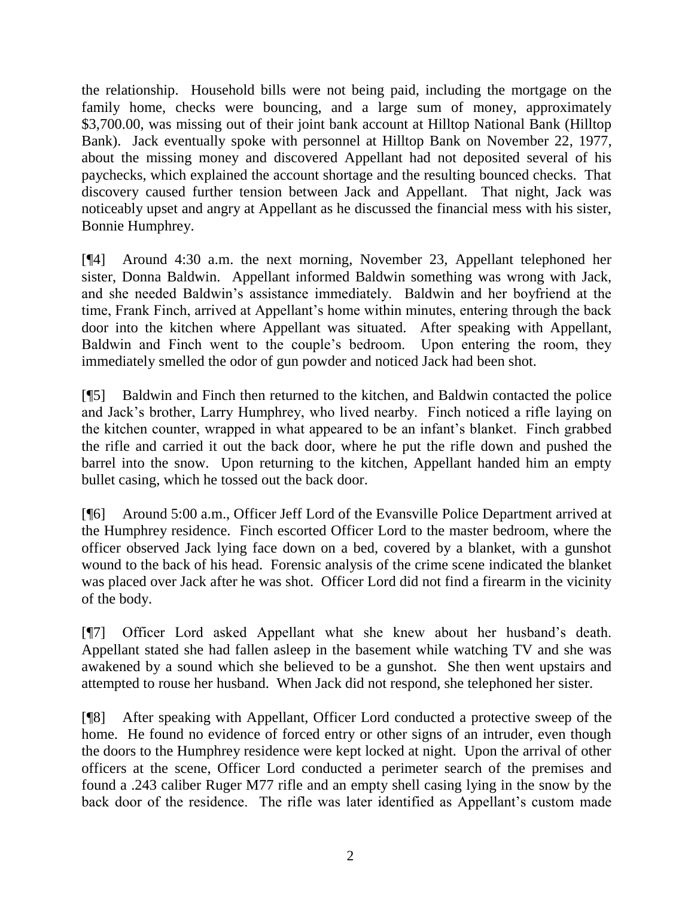the relationship. Household bills were not being paid, including the mortgage on the family home, checks were bouncing, and a large sum of money, approximately $3,700.00, was missing out of their joint bank account at Hilltop National Bank (Hilltop Bank). Jack eventually spoke with personnel at Hilltop Bank on November 22, 1977, about the missing money and discovered Appellant had not deposited several of his paychecks, which explained the account shortage and the resulting bounced checks. That discovery caused further tension between Jack and Appellant. That night, Jack was noticeably upset and angry at Appellant as he discussed the financial mess with his sister, Bonnie Humphrey.

[¶4] Around 4:30 a.m. the next morning, November 23, Appellant telephoned her sister, Donna Baldwin. Appellant informed Baldwin something was wrong with Jack, and she needed Baldwin's assistance immediately. Baldwin and her boyfriend at the time, Frank Finch, arrived at Appellant's home within minutes, entering through the back door into the kitchen where Appellant was situated. After speaking with Appellant, Baldwin and Finch went to the couple's bedroom. Upon entering the room, they immediately smelled the odor of gun powder and noticed Jack had been shot.

[¶5] Baldwin and Finch then returned to the kitchen, and Baldwin contacted the police and Jack's brother, Larry Humphrey, who lived nearby. Finch noticed a rifle laying on the kitchen counter, wrapped in what appeared to be an infant's blanket. Finch grabbed the rifle and carried it out the back door, where he put the rifle down and pushed the barrel into the snow. Upon returning to the kitchen, Appellant handed him an empty bullet casing, which he tossed out the back door.

[¶6] Around 5:00 a.m., Officer Jeff Lord of the Evansville Police Department arrived at the Humphrey residence. Finch escorted Officer Lord to the master bedroom, where the officer observed Jack lying face down on a bed, covered by a blanket, with a gunshot wound to the back of his head. Forensic analysis of the crime scene indicated the blanket was placed over Jack after he was shot. Officer Lord did not find a firearm in the vicinity of the body.

[¶7] Officer Lord asked Appellant what she knew about her husband's death. Appellant stated she had fallen asleep in the basement while watching TV and she was awakened by a sound which she believed to be a gunshot. She then went upstairs and attempted to rouse her husband. When Jack did not respond, she telephoned her sister.

[¶8] After speaking with Appellant, Officer Lord conducted a protective sweep of the home. He found no evidence of forced entry or other signs of an intruder, even though the doors to the Humphrey residence were kept locked at night. Upon the arrival of other officers at the scene, Officer Lord conducted a perimeter search of the premises and found a .243 caliber Ruger M77 rifle and an empty shell casing lying in the snow by the back door of the residence. The rifle was later identified as Appellant's custom made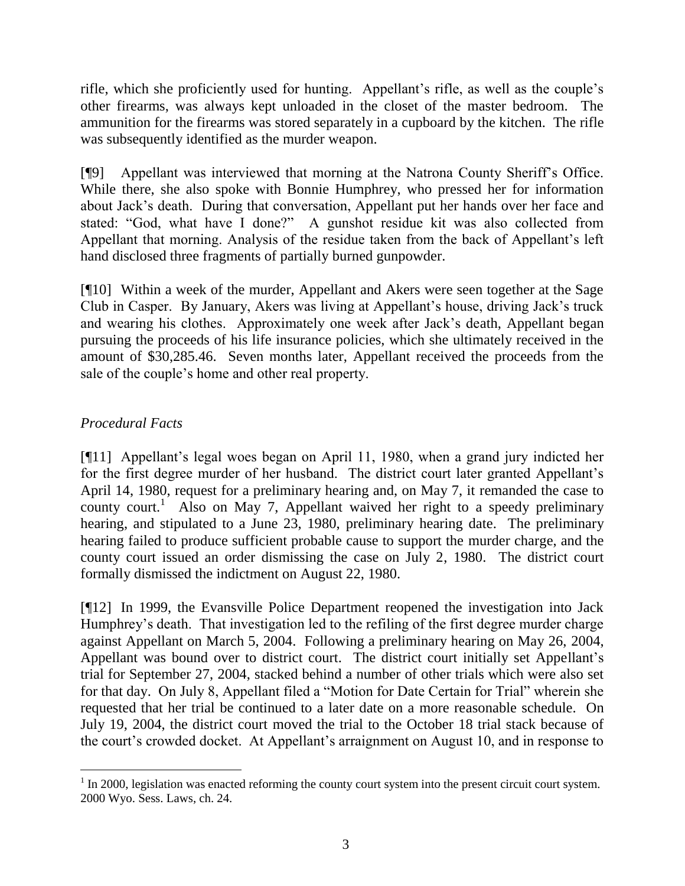rifle, which she proficiently used for hunting. Appellant's rifle, as well as the couple's other firearms, was always kept unloaded in the closet of the master bedroom. The ammunition for the firearms was stored separately in a cupboard by the kitchen. The rifle was subsequently identified as the murder weapon.

[¶9] Appellant was interviewed that morning at the Natrona County Sheriff's Office. While there, she also spoke with Bonnie Humphrey, who pressed her for information about Jack's death. During that conversation, Appellant put her hands over her face and stated: "God, what have I done?" A gunshot residue kit was also collected from Appellant that morning. Analysis of the residue taken from the back of Appellant's left hand disclosed three fragments of partially burned gunpowder.

[¶10] Within a week of the murder, Appellant and Akers were seen together at the Sage Club in Casper. By January, Akers was living at Appellant's house, driving Jack's truck and wearing his clothes. Approximately one week after Jack's death, Appellant began pursuing the proceeds of his life insurance policies, which she ultimately received in the amount of $30,285.46. Seven months later, Appellant received the proceeds from the sale of the couple's home and other real property.

*Procedural Facts*

[¶11] Appellant's legal woes began on April 11, 1980, when a grand jury indicted her for the first degree murder of her husband. The district court later granted Appellant's April 14, 1980, request for a preliminary hearing and, on May 7, it remanded the case to county court.[1] Also on May 7, Appellant waived her right to a speedy preliminary hearing, and stipulated to a June 23, 1980, preliminary hearing date. The preliminary hearing failed to produce sufficient probable cause to support the murder charge, and the county court issued an order dismissing the case on July 2, 1980. The district court formally dismissed the indictment on August 22, 1980.

[¶12] In 1999, the Evansville Police Department reopened the investigation into Jack Humphrey's death. That investigation led to the refiling of the first degree murder charge against Appellant on March 5, 2004. Following a preliminary hearing on May 26, 2004, Appellant was bound over to district court. The district court initially set Appellant's trial for September 27, 2004, stacked behind a number of other trials which were also set for that day. On July 8, Appellant filed a "Motion for Date Certain for Trial" wherein she requested that her trial be continued to a later date on a more reasonable schedule. On July 19, 2004, the district court moved the trial to the October 18 trial stack because of the court's crowded docket. At Appellant's arraignment on August 10, and in response to

[1] In 2000, legislation was enacted reforming the county court system into the present circuit court system. 2000 Wyo. Sess. Laws, ch. 24.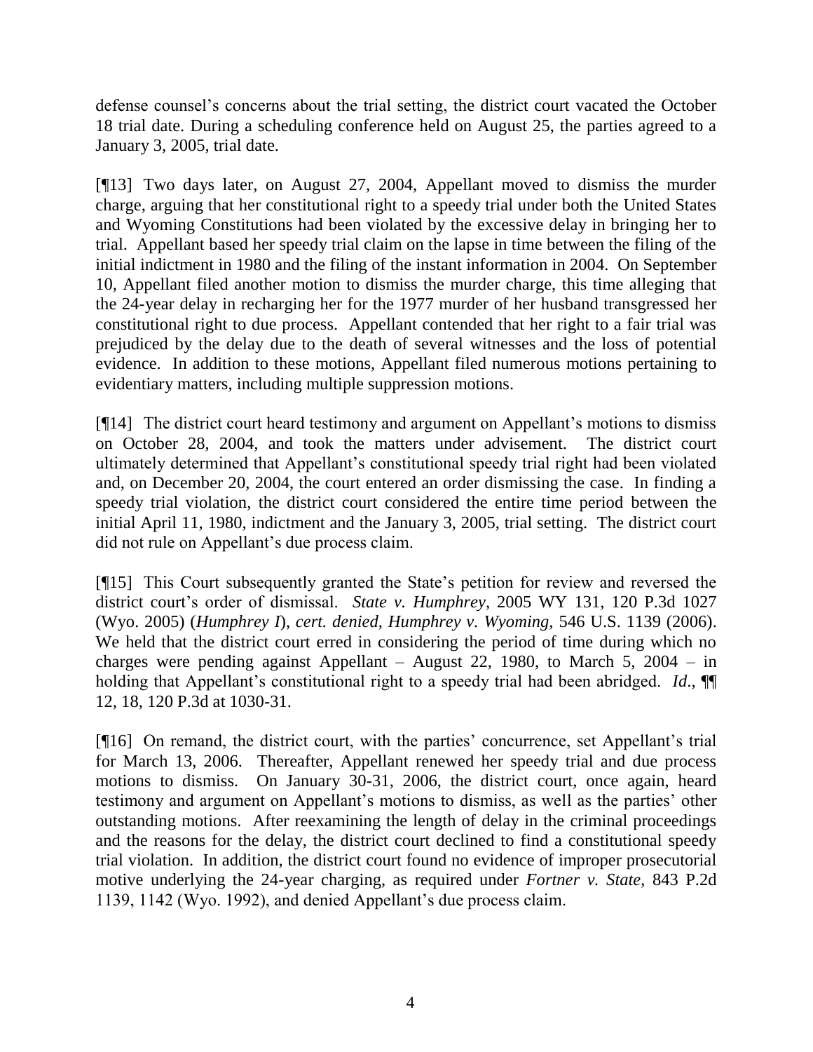defense counsel's concerns about the trial setting, the district court vacated the October 18 trial date. During a scheduling conference held on August 25, the parties agreed to a January 3, 2005, trial date.

[¶13] Two days later, on August 27, 2004, Appellant moved to dismiss the murder charge, arguing that her constitutional right to a speedy trial under both the United States and Wyoming Constitutions had been violated by the excessive delay in bringing her to trial. Appellant based her speedy trial claim on the lapse in time between the filing of the initial indictment in 1980 and the filing of the instant information in 2004. On September 10, Appellant filed another motion to dismiss the murder charge, this time alleging that the 24-year delay in recharging her for the 1977 murder of her husband transgressed her constitutional right to due process. Appellant contended that her right to a fair trial was prejudiced by the delay due to the death of several witnesses and the loss of potential evidence. In addition to these motions, Appellant filed numerous motions pertaining to evidentiary matters, including multiple suppression motions.

[¶14] The district court heard testimony and argument on Appellant's motions to dismiss on October 28, 2004, and took the matters under advisement. The district court ultimately determined that Appellant's constitutional speedy trial right had been violated and, on December 20, 2004, the court entered an order dismissing the case. In finding a speedy trial violation, the district court considered the entire time period between the initial April 11, 1980, indictment and the January 3, 2005, trial setting. The district court did not rule on Appellant's due process claim.

[¶15] This Court subsequently granted the State's petition for review and reversed the district court's order of dismissal. *State v. Humphrey*, 2005 WY 131, 120 P.3d 1027 (Wyo. 2005) (*Humphrey I*), *cert. denied*, *Humphrey v. Wyoming*, 546 U.S. 1139 (2006). We held that the district court erred in considering the period of time during which no charges were pending against Appellant – August 22, 1980, to March 5, 2004 – in holding that Appellant's constitutional right to a speedy trial had been abridged. *Id.*, ¶¶ 12, 18, 120 P.3d at 1030-31.

[¶16] On remand, the district court, with the parties' concurrence, set Appellant's trial for March 13, 2006. Thereafter, Appellant renewed her speedy trial and due process motions to dismiss. On January 30-31, 2006, the district court, once again, heard testimony and argument on Appellant's motions to dismiss, as well as the parties' other outstanding motions. After reexamining the length of delay in the criminal proceedings and the reasons for the delay, the district court declined to find a constitutional speedy trial violation. In addition, the district court found no evidence of improper prosecutorial motive underlying the 24-year charging, as required under *Fortner v. State*, 843 P.2d 1139, 1142 (Wyo. 1992), and denied Appellant's due process claim.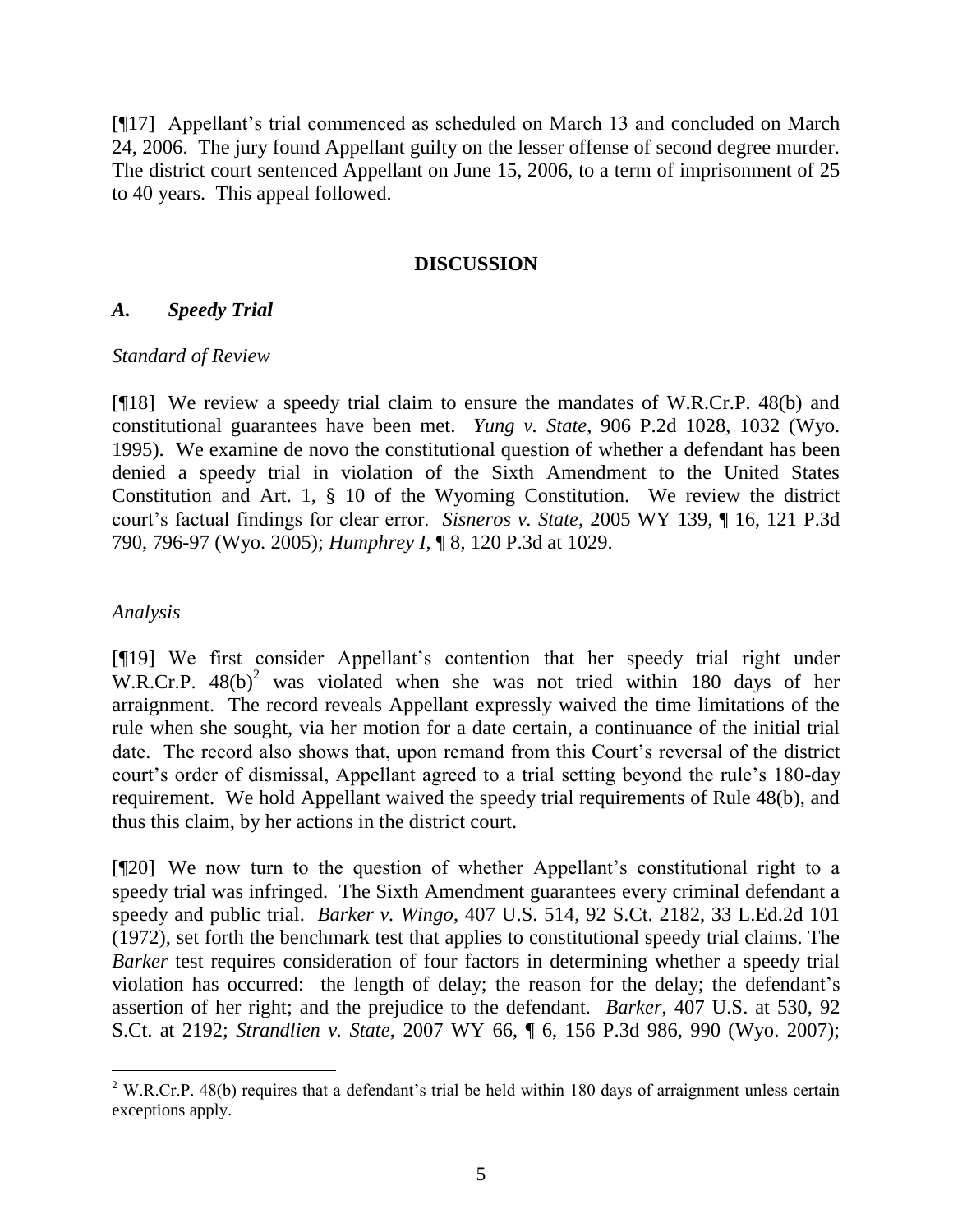[¶17] Appellant's trial commenced as scheduled on March 13 and concluded on March 24, 2006. The jury found Appellant guilty on the lesser offense of second degree murder. The district court sentenced Appellant on June 15, 2006, to a term of imprisonment of 25 to 40 years. This appeal followed.

## DISCUSSION

### *A. Speedy Trial*

*Standard of Review*

[¶18] We review a speedy trial claim to ensure the mandates of W.R.Cr.P. 48(b) and constitutional guarantees have been met. *Yung v. State*, 906 P.2d 1028, 1032 (Wyo. 1995). We examine de novo the constitutional question of whether a defendant has been denied a speedy trial in violation of the Sixth Amendment to the United States Constitution and Art. 1, § 10 of the Wyoming Constitution. We review the district court's factual findings for clear error. *Sisneros v. State*, 2005 WY 139, ¶ 16, 121 P.3d 790, 796-97 (Wyo. 2005); *Humphrey I*, ¶ 8, 120 P.3d at 1029.

*Analysis*

[¶19] We first consider Appellant's contention that her speedy trial right under W.R.Cr.P. 48(b)[2] was violated when she was not tried within 180 days of her arraignment. The record reveals Appellant expressly waived the time limitations of the rule when she sought, via her motion for a date certain, a continuance of the initial trial date. The record also shows that, upon remand from this Court's reversal of the district court's order of dismissal, Appellant agreed to a trial setting beyond the rule's 180-day requirement. We hold Appellant waived the speedy trial requirements of Rule 48(b), and thus this claim, by her actions in the district court.

[¶20] We now turn to the question of whether Appellant's constitutional right to a speedy trial was infringed. The Sixth Amendment guarantees every criminal defendant a speedy and public trial. *Barker v. Wingo*, 407 U.S. 514, 92 S.Ct. 2182, 33 L.Ed.2d 101 (1972), set forth the benchmark test that applies to constitutional speedy trial claims. The *Barker* test requires consideration of four factors in determining whether a speedy trial violation has occurred: the length of delay; the reason for the delay; the defendant's assertion of her right; and the prejudice to the defendant. *Barker*, 407 U.S. at 530, 92 S.Ct. at 2192; *Strandlien v. State*, 2007 WY 66, ¶ 6, 156 P.3d 986, 990 (Wyo. 2007);

---

[2] W.R.Cr.P. 48(b) requires that a defendant's trial be held within 180 days of arraignment unless certain exceptions apply.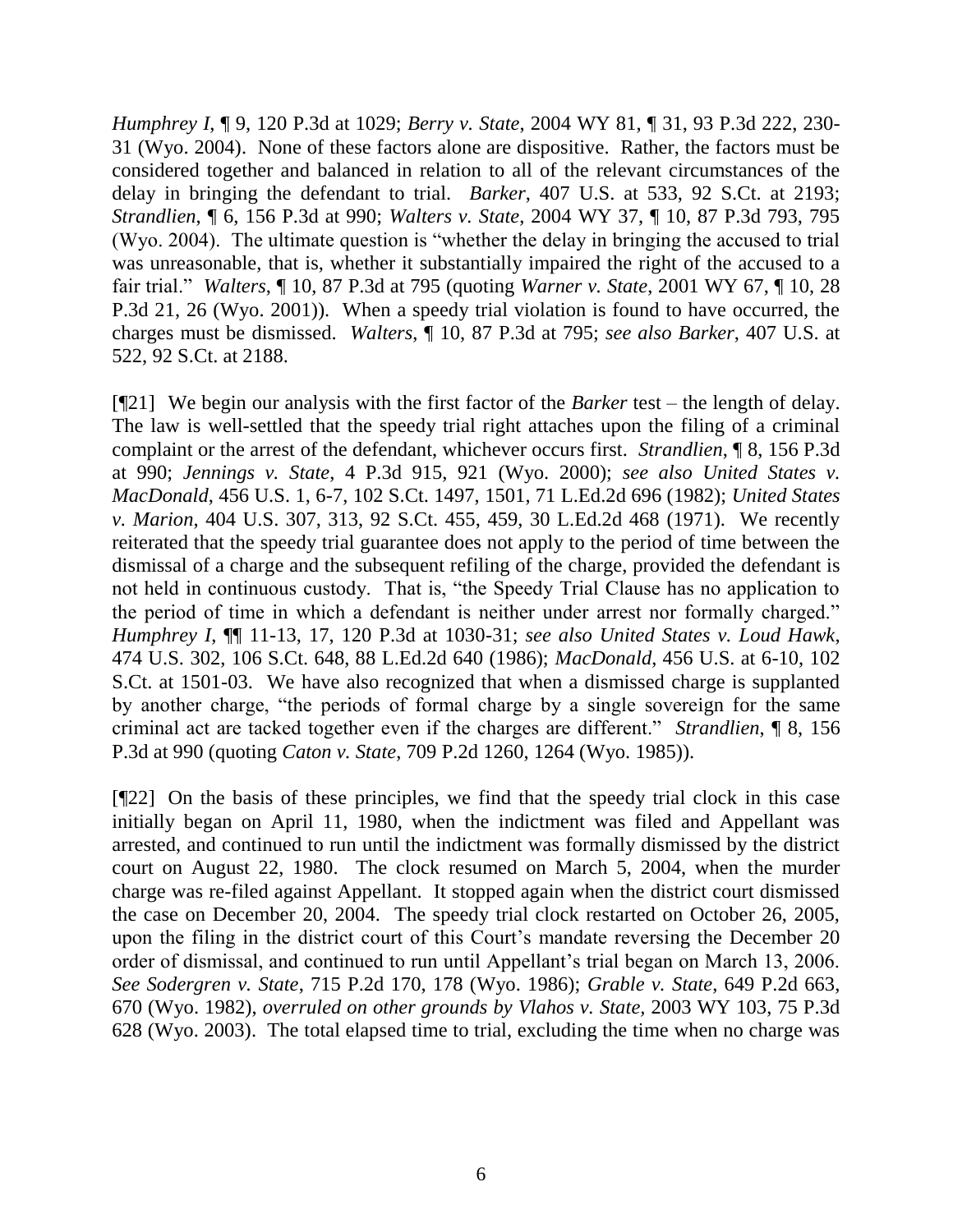*Humphrey I*, ¶ 9, 120 P.3d at 1029; *Berry v. State*, 2004 WY 81, ¶ 31, 93 P.3d 222, 230-31 (Wyo. 2004). None of these factors alone are dispositive. Rather, the factors must be considered together and balanced in relation to all of the relevant circumstances of the delay in bringing the defendant to trial. *Barker*, 407 U.S. at 533, 92 S.Ct. at 2193; *Strandlien*, ¶ 6, 156 P.3d at 990; *Walters v. State*, 2004 WY 37, ¶ 10, 87 P.3d 793, 795 (Wyo. 2004). The ultimate question is "whether the delay in bringing the accused to trial was unreasonable, that is, whether it substantially impaired the right of the accused to a fair trial." *Walters*, ¶ 10, 87 P.3d at 795 (quoting *Warner v. State*, 2001 WY 67, ¶ 10, 28 P.3d 21, 26 (Wyo. 2001)). When a speedy trial violation is found to have occurred, the charges must be dismissed. *Walters*, ¶ 10, 87 P.3d at 795; *see also Barker*, 407 U.S. at 522, 92 S.Ct. at 2188.

[¶21] We begin our analysis with the first factor of the *Barker* test – the length of delay. The law is well-settled that the speedy trial right attaches upon the filing of a criminal complaint or the arrest of the defendant, whichever occurs first. *Strandlien*, ¶ 8, 156 P.3d at 990; *Jennings v. State*, 4 P.3d 915, 921 (Wyo. 2000); *see also United States v. MacDonald*, 456 U.S. 1, 6-7, 102 S.Ct. 1497, 1501, 71 L.Ed.2d 696 (1982); *United States v. Marion*, 404 U.S. 307, 313, 92 S.Ct. 455, 459, 30 L.Ed.2d 468 (1971). We recently reiterated that the speedy trial guarantee does not apply to the period of time between the dismissal of a charge and the subsequent refiling of the charge, provided the defendant is not held in continuous custody. That is, "the Speedy Trial Clause has no application to the period of time in which a defendant is neither under arrest nor formally charged." *Humphrey I*, ¶¶ 11-13, 17, 120 P.3d at 1030-31; *see also United States v. Loud Hawk*, 474 U.S. 302, 106 S.Ct. 648, 88 L.Ed.2d 640 (1986); *MacDonald*, 456 U.S. at 6-10, 102 S.Ct. at 1501-03. We have also recognized that when a dismissed charge is supplanted by another charge, "the periods of formal charge by a single sovereign for the same criminal act are tacked together even if the charges are different." *Strandlien*, ¶ 8, 156 P.3d at 990 (quoting *Caton v. State*, 709 P.2d 1260, 1264 (Wyo. 1985)).

[¶22] On the basis of these principles, we find that the speedy trial clock in this case initially began on April 11, 1980, when the indictment was filed and Appellant was arrested, and continued to run until the indictment was formally dismissed by the district court on August 22, 1980. The clock resumed on March 5, 2004, when the murder charge was re-filed against Appellant. It stopped again when the district court dismissed the case on December 20, 2004. The speedy trial clock restarted on October 26, 2005, upon the filing in the district court of this Court's mandate reversing the December 20 order of dismissal, and continued to run until Appellant's trial began on March 13, 2006. *See Sodergren v. State*, 715 P.2d 170, 178 (Wyo. 1986); *Grable v. State*, 649 P.2d 663, 670 (Wyo. 1982), *overruled on other grounds by Vlahos v. State*, 2003 WY 103, 75 P.3d 628 (Wyo. 2003). The total elapsed time to trial, excluding the time when no charge was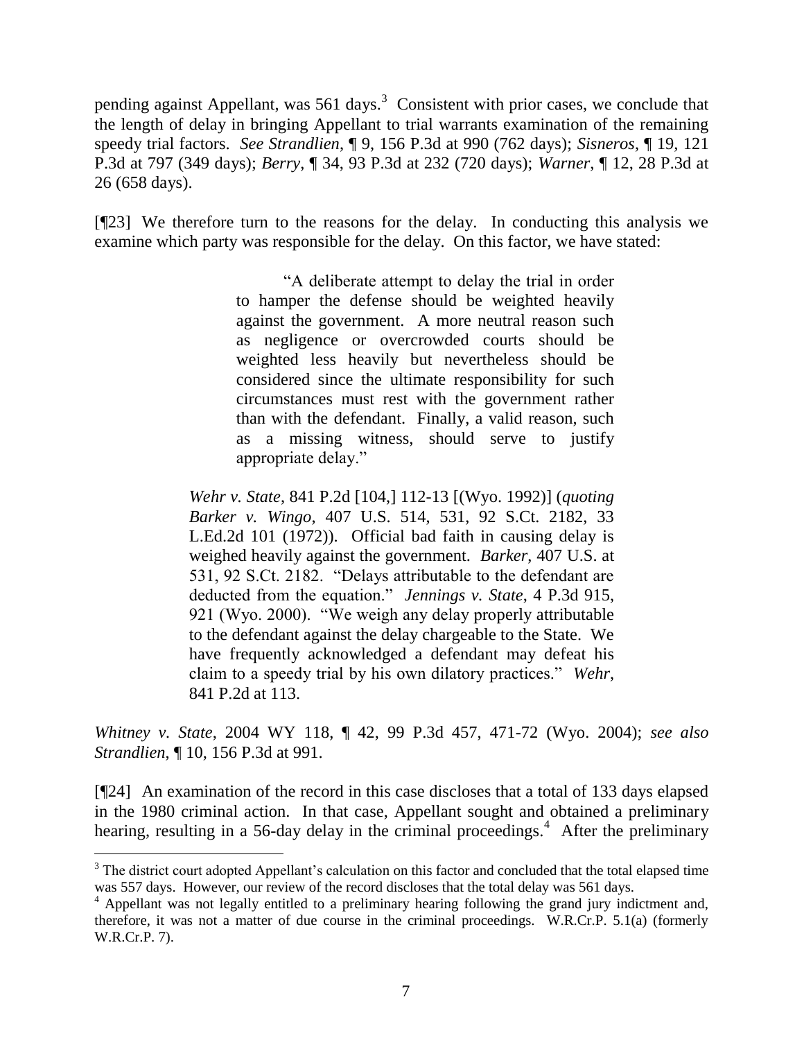pending against Appellant, was 561 days.[3] Consistent with prior cases, we conclude that the length of delay in bringing Appellant to trial warrants examination of the remaining speedy trial factors. *See Strandlien*, ¶ 9, 156 P.3d at 990 (762 days); *Sisneros*, ¶ 19, 121 P.3d at 797 (349 days); *Berry*, ¶ 34, 93 P.3d at 232 (720 days); *Warner*, ¶ 12, 28 P.3d at 26 (658 days).

[¶23] We therefore turn to the reasons for the delay. In conducting this analysis we examine which party was responsible for the delay. On this factor, we have stated:

> "A deliberate attempt to delay the trial in order to hamper the defense should be weighted heavily against the government. A more neutral reason such as negligence or overcrowded courts should be weighted less heavily but nevertheless should be considered since the ultimate responsibility for such circumstances must rest with the government rather than with the defendant. Finally, a valid reason, such as a missing witness, should serve to justify appropriate delay."
>
> *Wehr v. State*, 841 P.2d [104,] 112-13 [(Wyo. 1992)] (*quoting Barker v. Wingo*, 407 U.S. 514, 531, 92 S.Ct. 2182, 33 L.Ed.2d 101 (1972)). Official bad faith in causing delay is weighed heavily against the government. *Barker*, 407 U.S. at 531, 92 S.Ct. 2182. "Delays attributable to the defendant are deducted from the equation." *Jennings v. State*, 4 P.3d 915, 921 (Wyo. 2000). "We weigh any delay properly attributable to the defendant against the delay chargeable to the State. We have frequently acknowledged a defendant may defeat his claim to a speedy trial by his own dilatory practices." *Wehr*, 841 P.2d at 113.

*Whitney v. State*, 2004 WY 118, ¶ 42, 99 P.3d 457, 471-72 (Wyo. 2004); *see also Strandlien*, ¶ 10, 156 P.3d at 991.

[¶24] An examination of the record in this case discloses that a total of 133 days elapsed in the 1980 criminal action. In that case, Appellant sought and obtained a preliminary hearing, resulting in a 56-day delay in the criminal proceedings.[4] After the preliminary

---

[3] The district court adopted Appellant's calculation on this factor and concluded that the total elapsed time was 557 days. However, our review of the record discloses that the total delay was 561 days.

[4] Appellant was not legally entitled to a preliminary hearing following the grand jury indictment and, therefore, it was not a matter of due course in the criminal proceedings. W.R.Cr.P. 5.1(a) (formerly W.R.Cr.P. 7).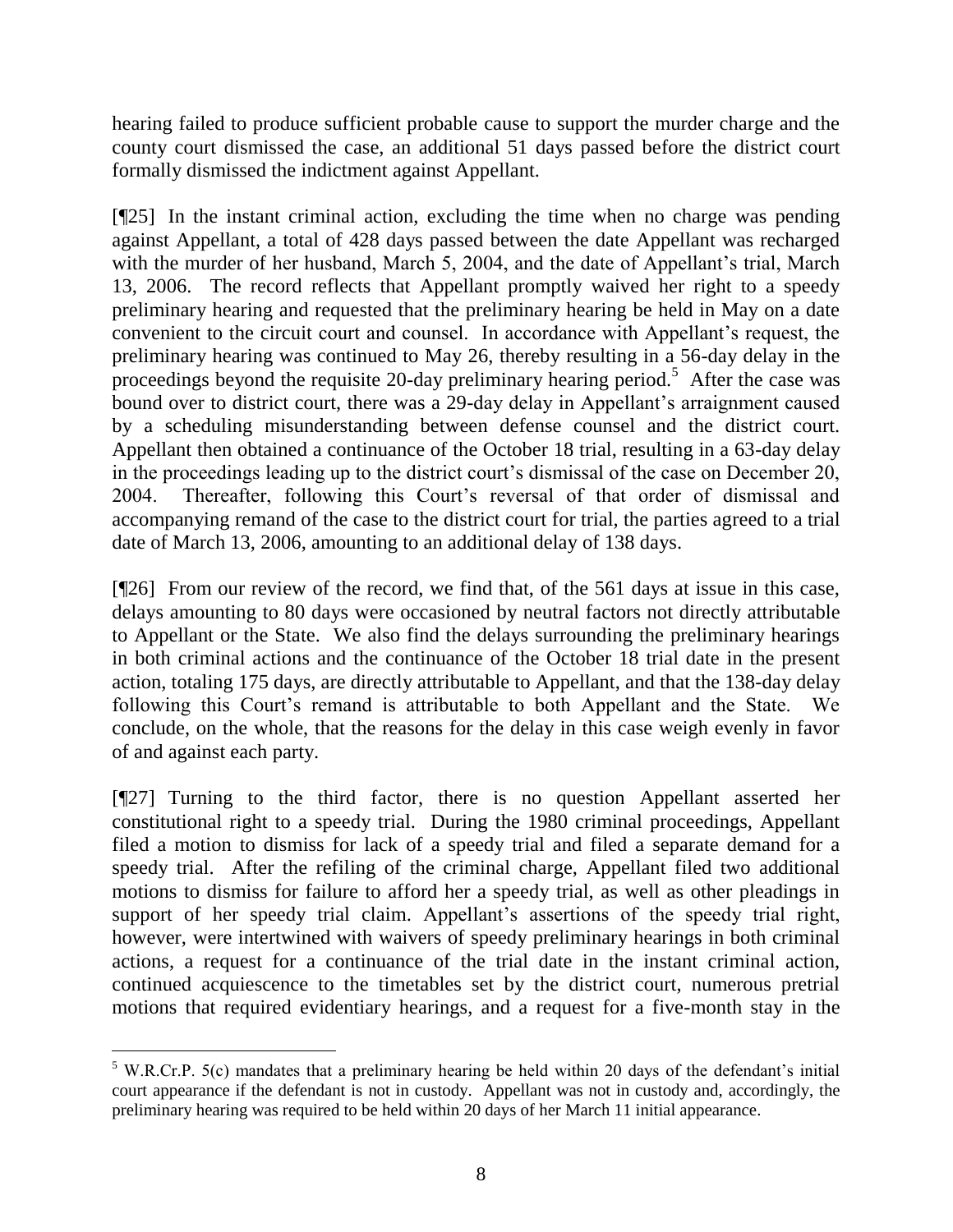hearing failed to produce sufficient probable cause to support the murder charge and the county court dismissed the case, an additional 51 days passed before the district court formally dismissed the indictment against Appellant.

[¶25] In the instant criminal action, excluding the time when no charge was pending against Appellant, a total of 428 days passed between the date Appellant was recharged with the murder of her husband, March 5, 2004, and the date of Appellant's trial, March 13, 2006. The record reflects that Appellant promptly waived her right to a speedy preliminary hearing and requested that the preliminary hearing be held in May on a date convenient to the circuit court and counsel. In accordance with Appellant's request, the preliminary hearing was continued to May 26, thereby resulting in a 56-day delay in the proceedings beyond the requisite 20-day preliminary hearing period.[5] After the case was bound over to district court, there was a 29-day delay in Appellant's arraignment caused by a scheduling misunderstanding between defense counsel and the district court. Appellant then obtained a continuance of the October 18 trial, resulting in a 63-day delay in the proceedings leading up to the district court's dismissal of the case on December 20, 2004. Thereafter, following this Court's reversal of that order of dismissal and accompanying remand of the case to the district court for trial, the parties agreed to a trial date of March 13, 2006, amounting to an additional delay of 138 days.

[¶26] From our review of the record, we find that, of the 561 days at issue in this case, delays amounting to 80 days were occasioned by neutral factors not directly attributable to Appellant or the State. We also find the delays surrounding the preliminary hearings in both criminal actions and the continuance of the October 18 trial date in the present action, totaling 175 days, are directly attributable to Appellant, and that the 138-day delay following this Court's remand is attributable to both Appellant and the State. We conclude, on the whole, that the reasons for the delay in this case weigh evenly in favor of and against each party.

[¶27] Turning to the third factor, there is no question Appellant asserted her constitutional right to a speedy trial. During the 1980 criminal proceedings, Appellant filed a motion to dismiss for lack of a speedy trial and filed a separate demand for a speedy trial. After the refiling of the criminal charge, Appellant filed two additional motions to dismiss for failure to afford her a speedy trial, as well as other pleadings in support of her speedy trial claim. Appellant's assertions of the speedy trial right, however, were intertwined with waivers of speedy preliminary hearings in both criminal actions, a request for a continuance of the trial date in the instant criminal action, continued acquiescence to the timetables set by the district court, numerous pretrial motions that required evidentiary hearings, and a request for a five-month stay in the

---

[5] W.R.Cr.P. 5(c) mandates that a preliminary hearing be held within 20 days of the defendant's initial court appearance if the defendant is not in custody. Appellant was not in custody and, accordingly, the preliminary hearing was required to be held within 20 days of her March 11 initial appearance.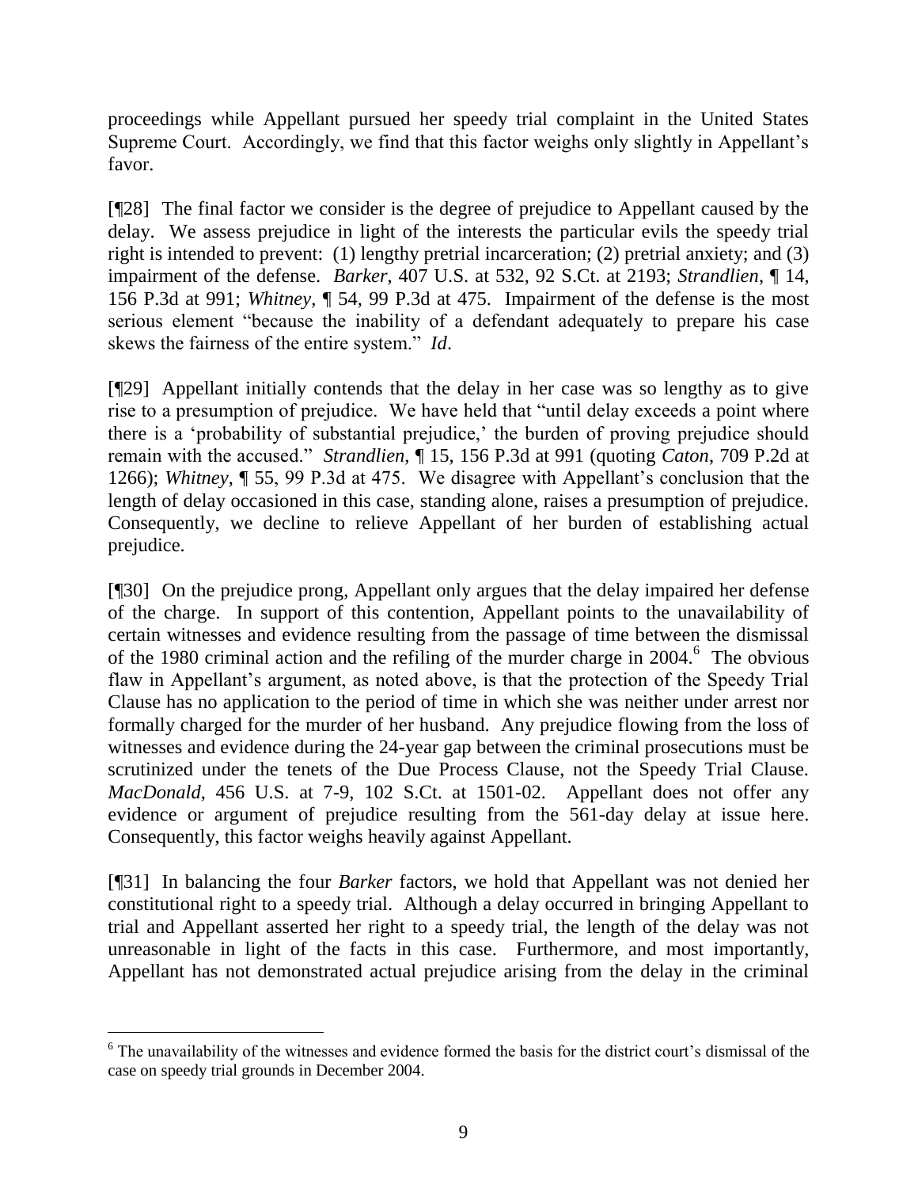proceedings while Appellant pursued her speedy trial complaint in the United States Supreme Court. Accordingly, we find that this factor weighs only slightly in Appellant's favor.

[¶28] The final factor we consider is the degree of prejudice to Appellant caused by the delay. We assess prejudice in light of the interests the particular evils the speedy trial right is intended to prevent: (1) lengthy pretrial incarceration; (2) pretrial anxiety; and (3) impairment of the defense. *Barker*, 407 U.S. at 532, 92 S.Ct. at 2193; *Strandlien*, ¶ 14, 156 P.3d at 991; *Whitney*, ¶ 54, 99 P.3d at 475. Impairment of the defense is the most serious element "because the inability of a defendant adequately to prepare his case skews the fairness of the entire system." *Id*.

[¶29] Appellant initially contends that the delay in her case was so lengthy as to give rise to a presumption of prejudice. We have held that "until delay exceeds a point where there is a 'probability of substantial prejudice,' the burden of proving prejudice should remain with the accused." *Strandlien*, ¶ 15, 156 P.3d at 991 (quoting *Caton*, 709 P.2d at 1266); *Whitney*, ¶ 55, 99 P.3d at 475. We disagree with Appellant's conclusion that the length of delay occasioned in this case, standing alone, raises a presumption of prejudice. Consequently, we decline to relieve Appellant of her burden of establishing actual prejudice.

[¶30] On the prejudice prong, Appellant only argues that the delay impaired her defense of the charge. In support of this contention, Appellant points to the unavailability of certain witnesses and evidence resulting from the passage of time between the dismissal of the 1980 criminal action and the refiling of the murder charge in 2004.[6] The obvious flaw in Appellant's argument, as noted above, is that the protection of the Speedy Trial Clause has no application to the period of time in which she was neither under arrest nor formally charged for the murder of her husband. Any prejudice flowing from the loss of witnesses and evidence during the 24-year gap between the criminal prosecutions must be scrutinized under the tenets of the Due Process Clause, not the Speedy Trial Clause. *MacDonald*, 456 U.S. at 7-9, 102 S.Ct. at 1501-02. Appellant does not offer any evidence or argument of prejudice resulting from the 561-day delay at issue here. Consequently, this factor weighs heavily against Appellant.

[¶31] In balancing the four *Barker* factors, we hold that Appellant was not denied her constitutional right to a speedy trial. Although a delay occurred in bringing Appellant to trial and Appellant asserted her right to a speedy trial, the length of the delay was not unreasonable in light of the facts in this case. Furthermore, and most importantly, Appellant has not demonstrated actual prejudice arising from the delay in the criminal

---

[6] The unavailability of the witnesses and evidence formed the basis for the district court's dismissal of the case on speedy trial grounds in December 2004.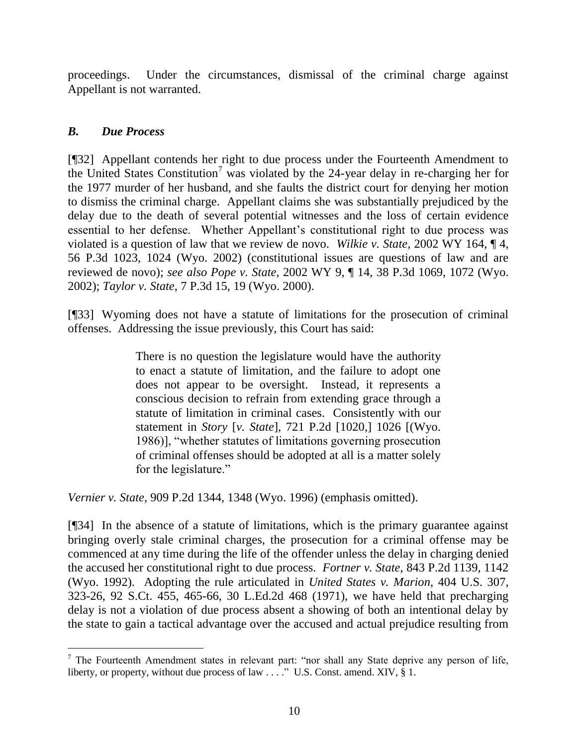proceedings. Under the circumstances, dismissal of the criminal charge against Appellant is not warranted.

### *B. Due Process*

[¶32] Appellant contends her right to due process under the Fourteenth Amendment to the United States Constitution[7] was violated by the 24-year delay in re-charging her for the 1977 murder of her husband, and she faults the district court for denying her motion to dismiss the criminal charge. Appellant claims she was substantially prejudiced by the delay due to the death of several potential witnesses and the loss of certain evidence essential to her defense. Whether Appellant's constitutional right to due process was violated is a question of law that we review de novo. *Wilkie v. State*, 2002 WY 164, ¶ 4, 56 P.3d 1023, 1024 (Wyo. 2002) (constitutional issues are questions of law and are reviewed de novo); *see also Pope v. State*, 2002 WY 9, ¶ 14, 38 P.3d 1069, 1072 (Wyo. 2002); *Taylor v. State*, 7 P.3d 15, 19 (Wyo. 2000).

[¶33] Wyoming does not have a statute of limitations for the prosecution of criminal offenses. Addressing the issue previously, this Court has said:

> There is no question the legislature would have the authority to enact a statute of limitation, and the failure to adopt one does not appear to be oversight. Instead, it represents a conscious decision to refrain from extending grace through a statute of limitation in criminal cases. Consistently with our statement in *Story* [*v. State*], 721 P.2d [1020,] 1026 [(Wyo. 1986)], "whether statutes of limitations governing prosecution of criminal offenses should be adopted at all is a matter solely for the legislature."

*Vernier v. State*, 909 P.2d 1344, 1348 (Wyo. 1996) (emphasis omitted).

[¶34] In the absence of a statute of limitations, which is the primary guarantee against bringing overly stale criminal charges, the prosecution for a criminal offense may be commenced at any time during the life of the offender unless the delay in charging denied the accused her constitutional right to due process. *Fortner v. State*, 843 P.2d 1139, 1142 (Wyo. 1992). Adopting the rule articulated in *United States v. Marion*, 404 U.S. 307, 323-26, 92 S.Ct. 455, 465-66, 30 L.Ed.2d 468 (1971), we have held that precharging delay is not a violation of due process absent a showing of both an intentional delay by the state to gain a tactical advantage over the accused and actual prejudice resulting from

---

[7] The Fourteenth Amendment states in relevant part: "nor shall any State deprive any person of life, liberty, or property, without due process of law . . . ." U.S. Const. amend. XIV, § 1.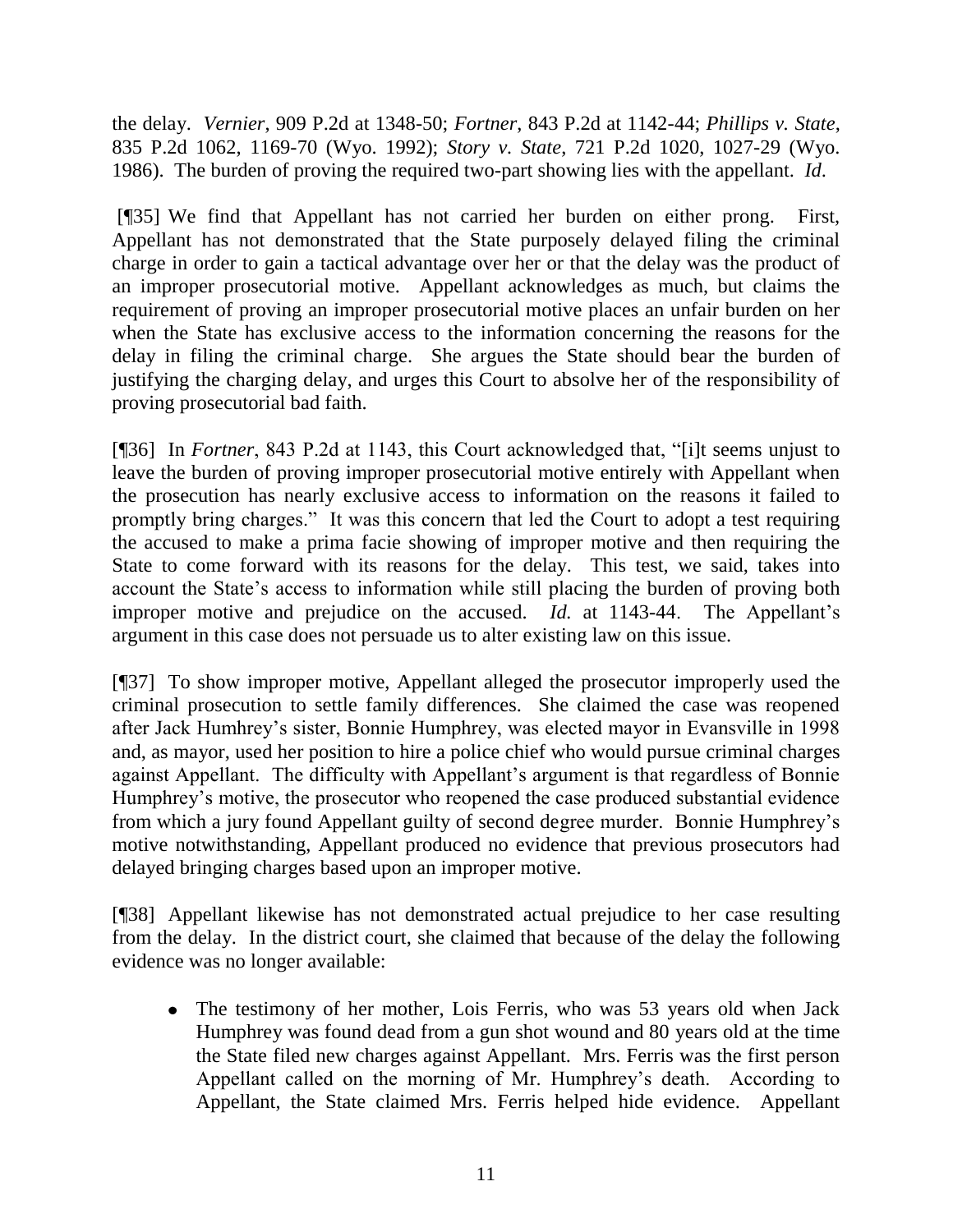the delay. *Vernier*, 909 P.2d at 1348-50; *Fortner*, 843 P.2d at 1142-44; *Phillips v. State*, 835 P.2d 1062, 1169-70 (Wyo. 1992); *Story v. State*, 721 P.2d 1020, 1027-29 (Wyo. 1986). The burden of proving the required two-part showing lies with the appellant. *Id*.

[¶35] We find that Appellant has not carried her burden on either prong. First, Appellant has not demonstrated that the State purposely delayed filing the criminal charge in order to gain a tactical advantage over her or that the delay was the product of an improper prosecutorial motive. Appellant acknowledges as much, but claims the requirement of proving an improper prosecutorial motive places an unfair burden on her when the State has exclusive access to the information concerning the reasons for the delay in filing the criminal charge. She argues the State should bear the burden of justifying the charging delay, and urges this Court to absolve her of the responsibility of proving prosecutorial bad faith.

[¶36] In *Fortner*, 843 P.2d at 1143, this Court acknowledged that, "[i]t seems unjust to leave the burden of proving improper prosecutorial motive entirely with Appellant when the prosecution has nearly exclusive access to information on the reasons it failed to promptly bring charges." It was this concern that led the Court to adopt a test requiring the accused to make a prima facie showing of improper motive and then requiring the State to come forward with its reasons for the delay. This test, we said, takes into account the State's access to information while still placing the burden of proving both improper motive and prejudice on the accused. *Id.* at 1143-44. The Appellant's argument in this case does not persuade us to alter existing law on this issue.

[¶37] To show improper motive, Appellant alleged the prosecutor improperly used the criminal prosecution to settle family differences. She claimed the case was reopened after Jack Humhrey's sister, Bonnie Humphrey, was elected mayor in Evansville in 1998 and, as mayor, used her position to hire a police chief who would pursue criminal charges against Appellant. The difficulty with Appellant's argument is that regardless of Bonnie Humphrey's motive, the prosecutor who reopened the case produced substantial evidence from which a jury found Appellant guilty of second degree murder. Bonnie Humphrey's motive notwithstanding, Appellant produced no evidence that previous prosecutors had delayed bringing charges based upon an improper motive.

[¶38] Appellant likewise has not demonstrated actual prejudice to her case resulting from the delay. In the district court, she claimed that because of the delay the following evidence was no longer available:

- The testimony of her mother, Lois Ferris, who was 53 years old when Jack Humphrey was found dead from a gun shot wound and 80 years old at the time the State filed new charges against Appellant. Mrs. Ferris was the first person Appellant called on the morning of Mr. Humphrey's death. According to Appellant, the State claimed Mrs. Ferris helped hide evidence. Appellant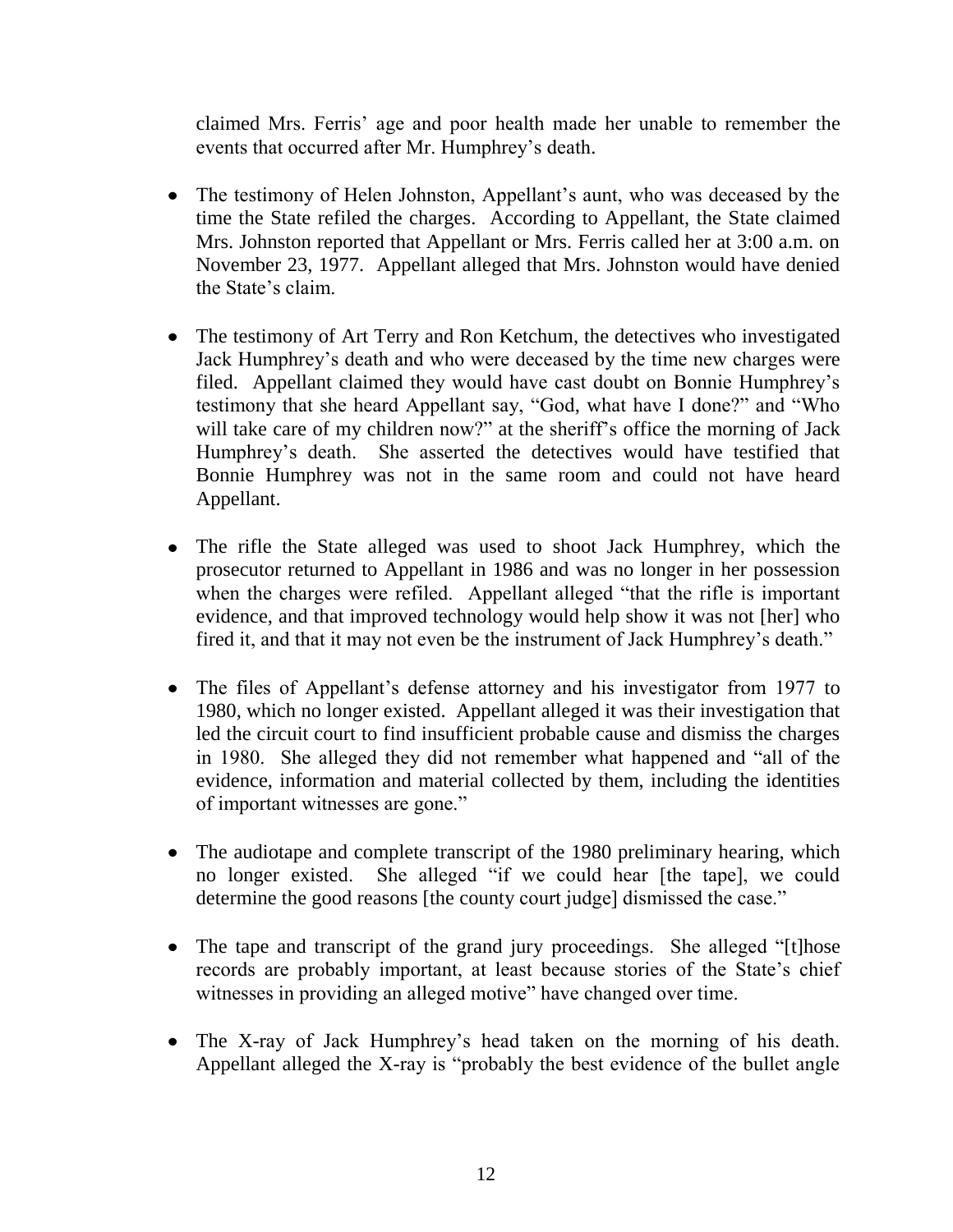claimed Mrs. Ferris' age and poor health made her unable to remember the events that occurred after Mr. Humphrey's death.

- The testimony of Helen Johnston, Appellant's aunt, who was deceased by the time the State refiled the charges. According to Appellant, the State claimed Mrs. Johnston reported that Appellant or Mrs. Ferris called her at 3:00 a.m. on November 23, 1977. Appellant alleged that Mrs. Johnston would have denied the State's claim.

- The testimony of Art Terry and Ron Ketchum, the detectives who investigated Jack Humphrey's death and who were deceased by the time new charges were filed. Appellant claimed they would have cast doubt on Bonnie Humphrey's testimony that she heard Appellant say, "God, what have I done?" and "Who will take care of my children now?" at the sheriff's office the morning of Jack Humphrey's death. She asserted the detectives would have testified that Bonnie Humphrey was not in the same room and could not have heard Appellant.

- The rifle the State alleged was used to shoot Jack Humphrey, which the prosecutor returned to Appellant in 1986 and was no longer in her possession when the charges were refiled. Appellant alleged "that the rifle is important evidence, and that improved technology would help show it was not [her] who fired it, and that it may not even be the instrument of Jack Humphrey's death."

- The files of Appellant's defense attorney and his investigator from 1977 to 1980, which no longer existed. Appellant alleged it was their investigation that led the circuit court to find insufficient probable cause and dismiss the charges in 1980. She alleged they did not remember what happened and "all of the evidence, information and material collected by them, including the identities of important witnesses are gone."

- The audiotape and complete transcript of the 1980 preliminary hearing, which no longer existed. She alleged "if we could hear [the tape], we could determine the good reasons [the county court judge] dismissed the case."

- The tape and transcript of the grand jury proceedings. She alleged "[t]hose records are probably important, at least because stories of the State's chief witnesses in providing an alleged motive" have changed over time.

- The X-ray of Jack Humphrey's head taken on the morning of his death. Appellant alleged the X-ray is "probably the best evidence of the bullet angle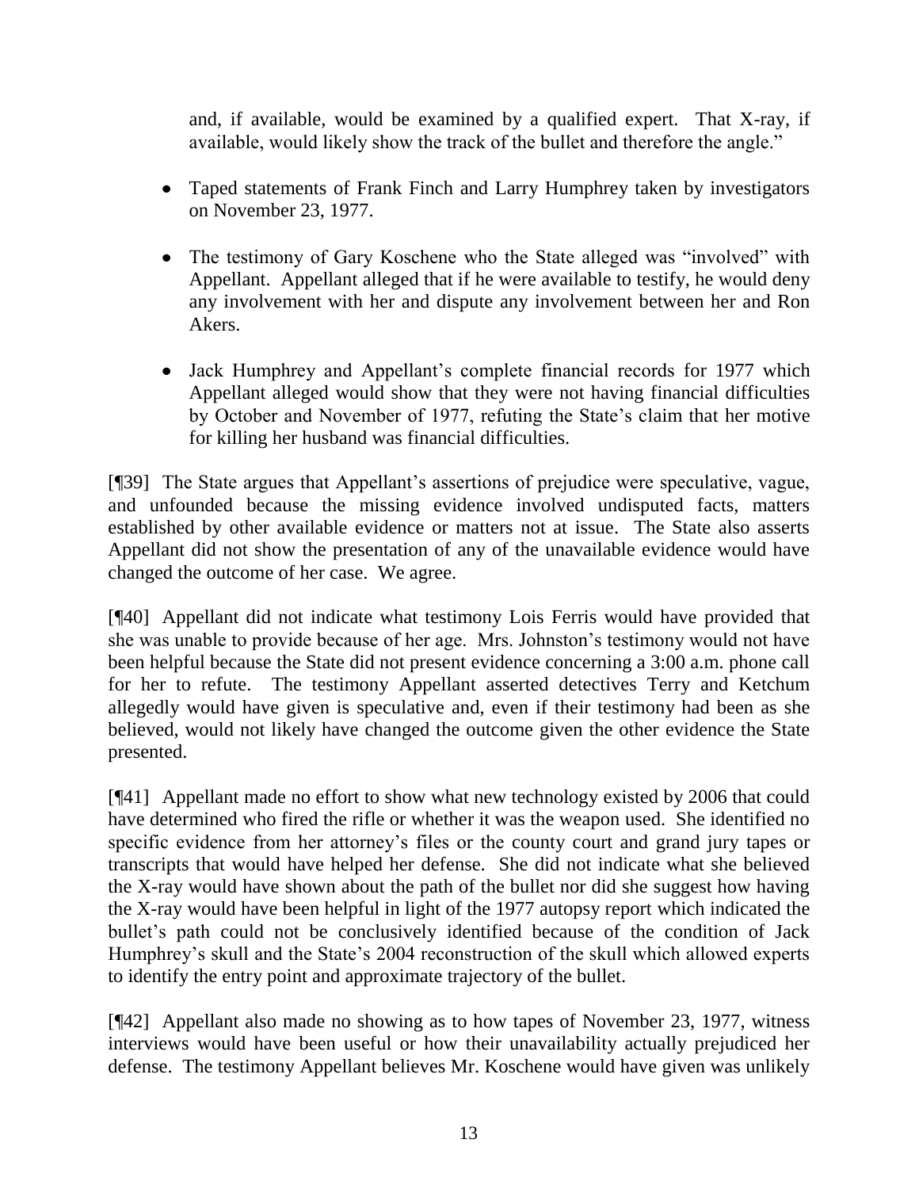and, if available, would be examined by a qualified expert. That X-ray, if available, would likely show the track of the bullet and therefore the angle."

- Taped statements of Frank Finch and Larry Humphrey taken by investigators on November 23, 1977.
- The testimony of Gary Koschene who the State alleged was "involved" with Appellant. Appellant alleged that if he were available to testify, he would deny any involvement with her and dispute any involvement between her and Ron Akers.
- Jack Humphrey and Appellant's complete financial records for 1977 which Appellant alleged would show that they were not having financial difficulties by October and November of 1977, refuting the State's claim that her motive for killing her husband was financial difficulties.

[¶39] The State argues that Appellant's assertions of prejudice were speculative, vague, and unfounded because the missing evidence involved undisputed facts, matters established by other available evidence or matters not at issue. The State also asserts Appellant did not show the presentation of any of the unavailable evidence would have changed the outcome of her case. We agree.

[¶40] Appellant did not indicate what testimony Lois Ferris would have provided that she was unable to provide because of her age. Mrs. Johnston's testimony would not have been helpful because the State did not present evidence concerning a 3:00 a.m. phone call for her to refute. The testimony Appellant asserted detectives Terry and Ketchum allegedly would have given is speculative and, even if their testimony had been as she believed, would not likely have changed the outcome given the other evidence the State presented.

[¶41] Appellant made no effort to show what new technology existed by 2006 that could have determined who fired the rifle or whether it was the weapon used. She identified no specific evidence from her attorney's files or the county court and grand jury tapes or transcripts that would have helped her defense. She did not indicate what she believed the X-ray would have shown about the path of the bullet nor did she suggest how having the X-ray would have been helpful in light of the 1977 autopsy report which indicated the bullet's path could not be conclusively identified because of the condition of Jack Humphrey's skull and the State's 2004 reconstruction of the skull which allowed experts to identify the entry point and approximate trajectory of the bullet.

[¶42] Appellant also made no showing as to how tapes of November 23, 1977, witness interviews would have been useful or how their unavailability actually prejudiced her defense. The testimony Appellant believes Mr. Koschene would have given was unlikely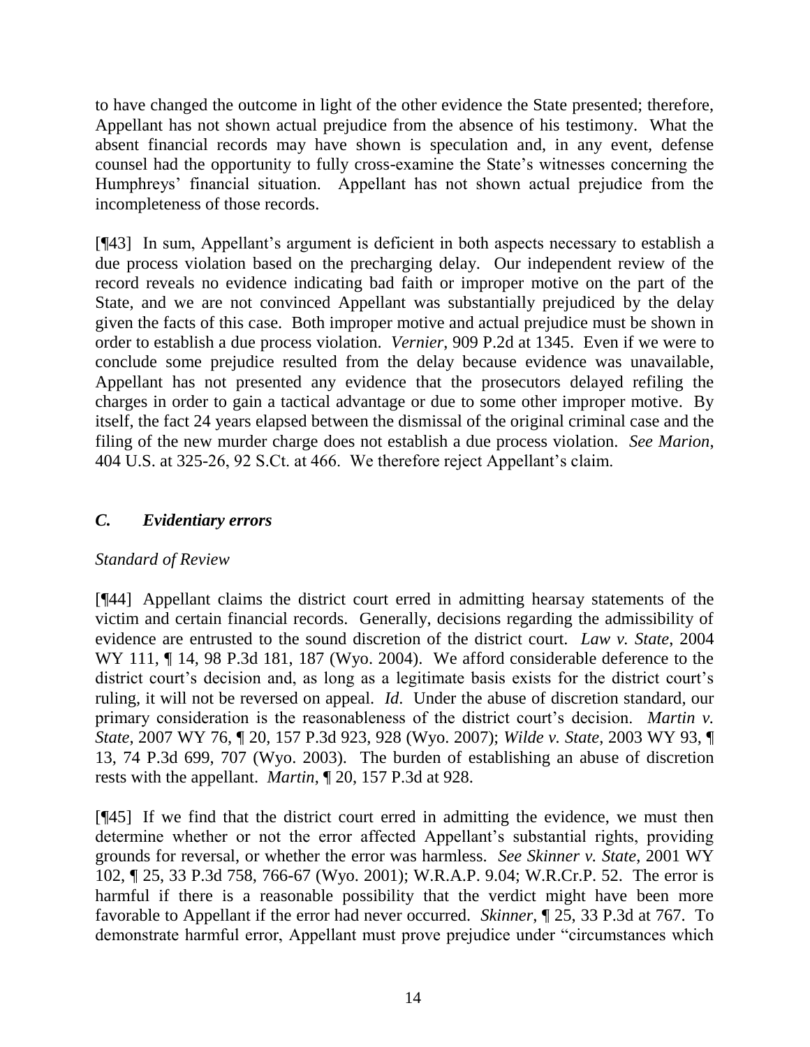to have changed the outcome in light of the other evidence the State presented; therefore, Appellant has not shown actual prejudice from the absence of his testimony. What the absent financial records may have shown is speculation and, in any event, defense counsel had the opportunity to fully cross-examine the State's witnesses concerning the Humphreys' financial situation. Appellant has not shown actual prejudice from the incompleteness of those records.

[¶43] In sum, Appellant's argument is deficient in both aspects necessary to establish a due process violation based on the precharging delay. Our independent review of the record reveals no evidence indicating bad faith or improper motive on the part of the State, and we are not convinced Appellant was substantially prejudiced by the delay given the facts of this case. Both improper motive and actual prejudice must be shown in order to establish a due process violation. *Vernier*, 909 P.2d at 1345. Even if we were to conclude some prejudice resulted from the delay because evidence was unavailable, Appellant has not presented any evidence that the prosecutors delayed refiling the charges in order to gain a tactical advantage or due to some other improper motive. By itself, the fact 24 years elapsed between the dismissal of the original criminal case and the filing of the new murder charge does not establish a due process violation. *See Marion*, 404 U.S. at 325-26, 92 S.Ct. at 466. We therefore reject Appellant's claim.

### *C. Evidentiary errors*

*Standard of Review*

[¶44] Appellant claims the district court erred in admitting hearsay statements of the victim and certain financial records. Generally, decisions regarding the admissibility of evidence are entrusted to the sound discretion of the district court. *Law v. State*, 2004 WY 111, ¶ 14, 98 P.3d 181, 187 (Wyo. 2004). We afford considerable deference to the district court's decision and, as long as a legitimate basis exists for the district court's ruling, it will not be reversed on appeal. *Id*. Under the abuse of discretion standard, our primary consideration is the reasonableness of the district court's decision. *Martin v. State*, 2007 WY 76, ¶ 20, 157 P.3d 923, 928 (Wyo. 2007); *Wilde v. State*, 2003 WY 93, ¶ 13, 74 P.3d 699, 707 (Wyo. 2003). The burden of establishing an abuse of discretion rests with the appellant. *Martin*, ¶ 20, 157 P.3d at 928.

[¶45] If we find that the district court erred in admitting the evidence, we must then determine whether or not the error affected Appellant's substantial rights, providing grounds for reversal, or whether the error was harmless. *See Skinner v. State*, 2001 WY 102, ¶ 25, 33 P.3d 758, 766-67 (Wyo. 2001); W.R.A.P. 9.04; W.R.Cr.P. 52. The error is harmful if there is a reasonable possibility that the verdict might have been more favorable to Appellant if the error had never occurred. *Skinner*, ¶ 25, 33 P.3d at 767. To demonstrate harmful error, Appellant must prove prejudice under "circumstances which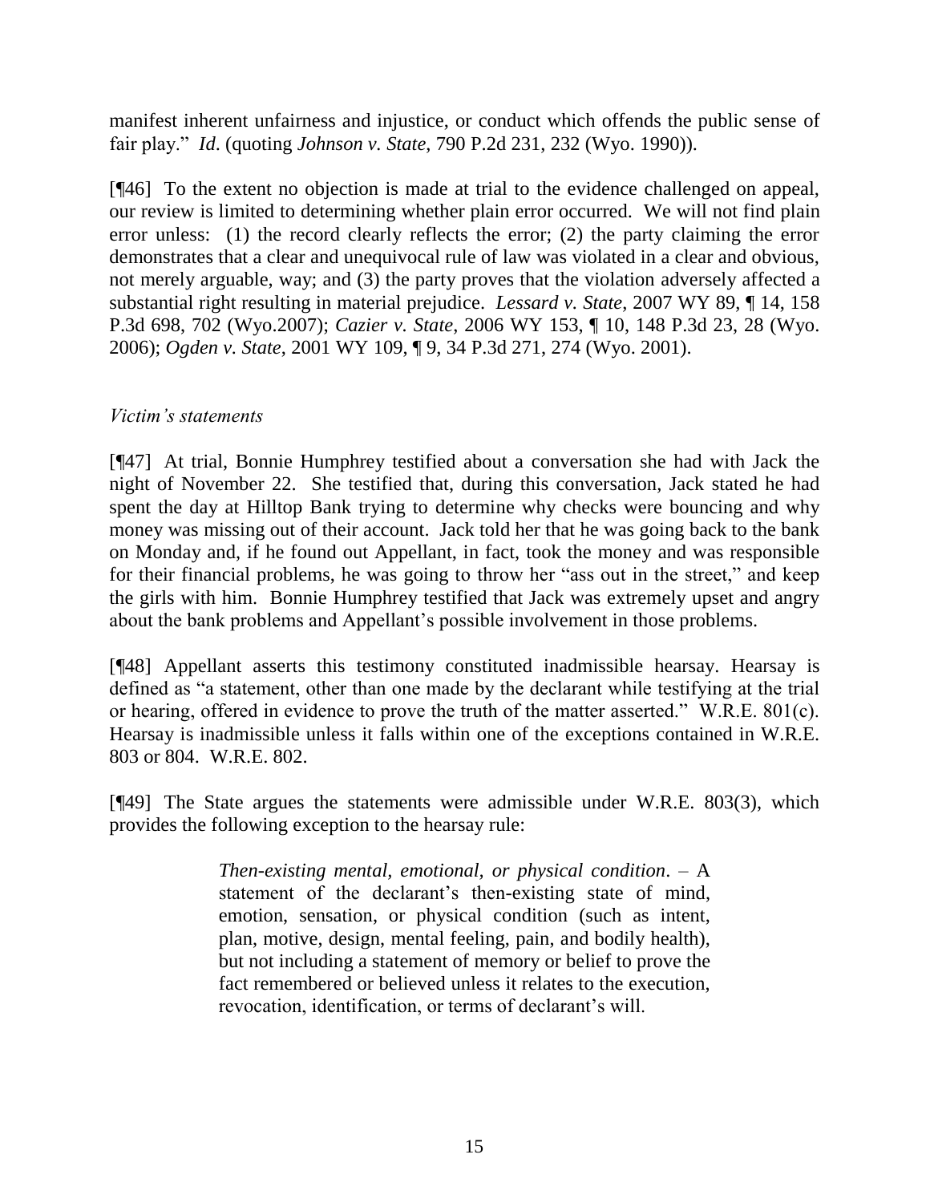manifest inherent unfairness and injustice, or conduct which offends the public sense of fair play." *Id*. (quoting *Johnson v. State*, 790 P.2d 231, 232 (Wyo. 1990)).

[¶46] To the extent no objection is made at trial to the evidence challenged on appeal, our review is limited to determining whether plain error occurred. We will not find plain error unless: (1) the record clearly reflects the error; (2) the party claiming the error demonstrates that a clear and unequivocal rule of law was violated in a clear and obvious, not merely arguable, way; and (3) the party proves that the violation adversely affected a substantial right resulting in material prejudice. *Lessard v. State*, 2007 WY 89, ¶ 14, 158 P.3d 698, 702 (Wyo.2007); *Cazier v. State*, 2006 WY 153, ¶ 10, 148 P.3d 23, 28 (Wyo. 2006); *Ogden v. State*, 2001 WY 109, ¶ 9, 34 P.3d 271, 274 (Wyo. 2001).

*Victim's statements*

[¶47] At trial, Bonnie Humphrey testified about a conversation she had with Jack the night of November 22. She testified that, during this conversation, Jack stated he had spent the day at Hilltop Bank trying to determine why checks were bouncing and why money was missing out of their account. Jack told her that he was going back to the bank on Monday and, if he found out Appellant, in fact, took the money and was responsible for their financial problems, he was going to throw her "ass out in the street," and keep the girls with him. Bonnie Humphrey testified that Jack was extremely upset and angry about the bank problems and Appellant's possible involvement in those problems.

[¶48] Appellant asserts this testimony constituted inadmissible hearsay. Hearsay is defined as "a statement, other than one made by the declarant while testifying at the trial or hearing, offered in evidence to prove the truth of the matter asserted." W.R.E. 801(c). Hearsay is inadmissible unless it falls within one of the exceptions contained in W.R.E. 803 or 804. W.R.E. 802.

[¶49] The State argues the statements were admissible under W.R.E. 803(3), which provides the following exception to the hearsay rule:

> *Then-existing mental, emotional, or physical condition*. – A statement of the declarant's then-existing state of mind, emotion, sensation, or physical condition (such as intent, plan, motive, design, mental feeling, pain, and bodily health), but not including a statement of memory or belief to prove the fact remembered or believed unless it relates to the execution, revocation, identification, or terms of declarant's will.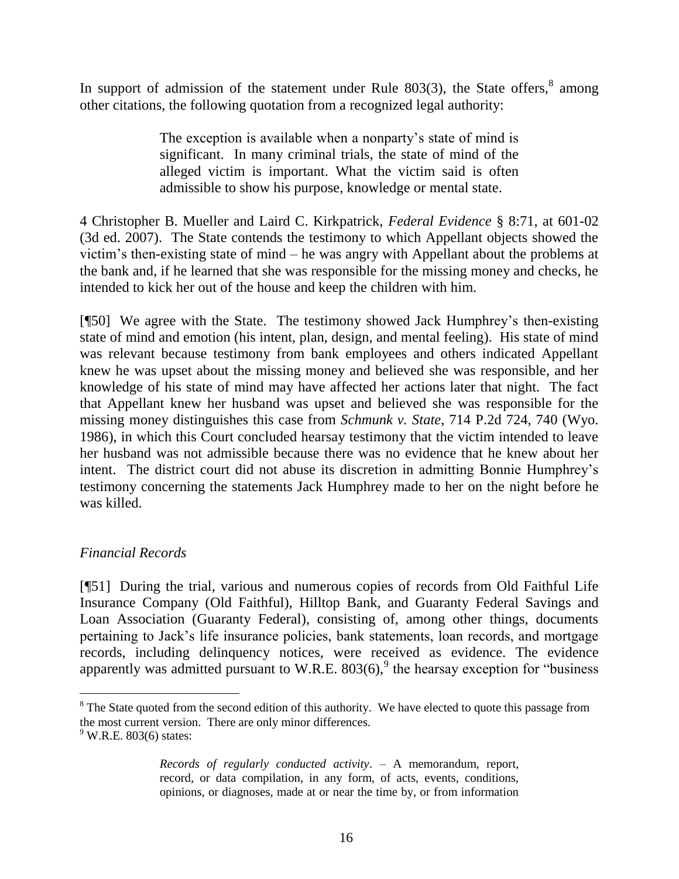In support of admission of the statement under Rule 803(3), the State offers,[8] among other citations, the following quotation from a recognized legal authority:

> The exception is available when a nonparty's state of mind is significant. In many criminal trials, the state of mind of the alleged victim is important. What the victim said is often admissible to show his purpose, knowledge or mental state.

4 Christopher B. Mueller and Laird C. Kirkpatrick, *Federal Evidence* § 8:71, at 601-02 (3d ed. 2007). The State contends the testimony to which Appellant objects showed the victim's then-existing state of mind – he was angry with Appellant about the problems at the bank and, if he learned that she was responsible for the missing money and checks, he intended to kick her out of the house and keep the children with him.

[¶50] We agree with the State. The testimony showed Jack Humphrey's then-existing state of mind and emotion (his intent, plan, design, and mental feeling). His state of mind was relevant because testimony from bank employees and others indicated Appellant knew he was upset about the missing money and believed she was responsible, and her knowledge of his state of mind may have affected her actions later that night. The fact that Appellant knew her husband was upset and believed she was responsible for the missing money distinguishes this case from *Schmunk v. State*, 714 P.2d 724, 740 (Wyo. 1986), in which this Court concluded hearsay testimony that the victim intended to leave her husband was not admissible because there was no evidence that he knew about her intent. The district court did not abuse its discretion in admitting Bonnie Humphrey's testimony concerning the statements Jack Humphrey made to her on the night before he was killed.

*Financial Records*

[¶51] During the trial, various and numerous copies of records from Old Faithful Life Insurance Company (Old Faithful), Hilltop Bank, and Guaranty Federal Savings and Loan Association (Guaranty Federal), consisting of, among other things, documents pertaining to Jack's life insurance policies, bank statements, loan records, and mortgage records, including delinquency notices, were received as evidence. The evidence apparently was admitted pursuant to W.R.E. 803(6),[9] the hearsay exception for "business

---

[8] The State quoted from the second edition of this authority. We have elected to quote this passage from the most current version. There are only minor differences.

[9] W.R.E. 803(6) states:

> *Records of regularly conducted activity*. – A memorandum, report, record, or data compilation, in any form, of acts, events, conditions, opinions, or diagnoses, made at or near the time by, or from information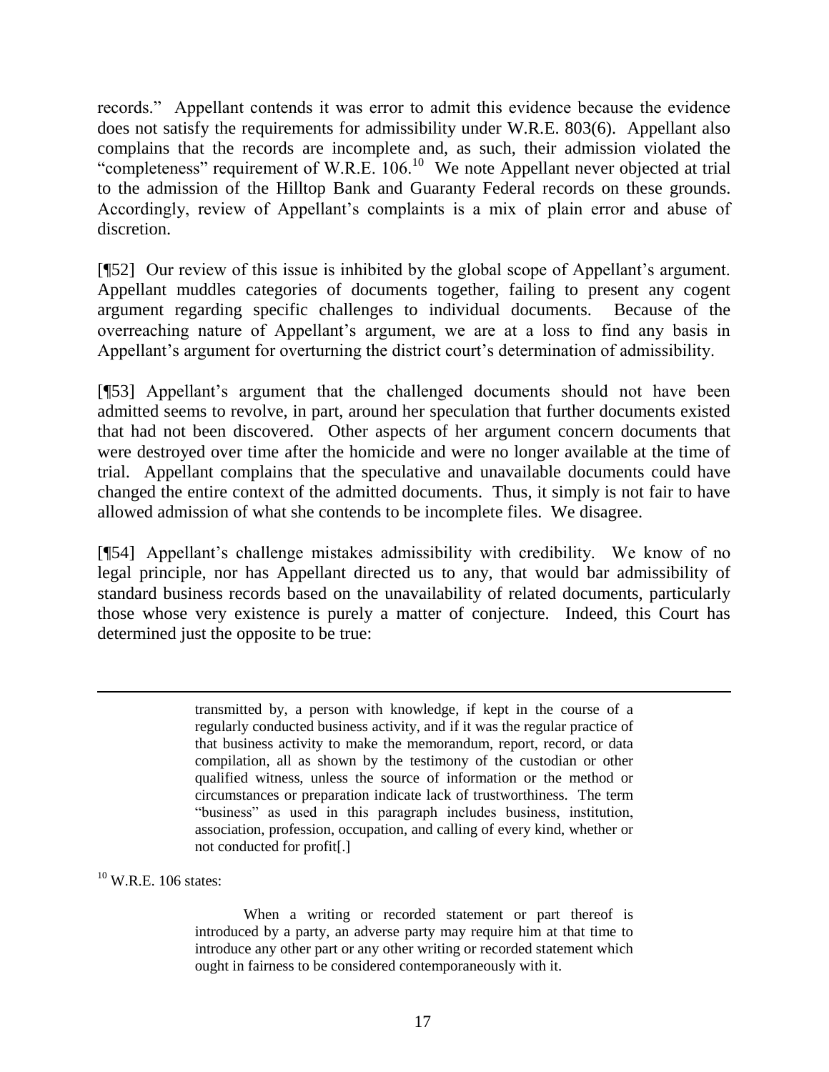records." Appellant contends it was error to admit this evidence because the evidence does not satisfy the requirements for admissibility under W.R.E. 803(6). Appellant also complains that the records are incomplete and, as such, their admission violated the "completeness" requirement of W.R.E. 106.[10] We note Appellant never objected at trial to the admission of the Hilltop Bank and Guaranty Federal records on these grounds. Accordingly, review of Appellant's complaints is a mix of plain error and abuse of discretion.

[¶52] Our review of this issue is inhibited by the global scope of Appellant's argument. Appellant muddles categories of documents together, failing to present any cogent argument regarding specific challenges to individual documents. Because of the overreaching nature of Appellant's argument, we are at a loss to find any basis in Appellant's argument for overturning the district court's determination of admissibility.

[¶53] Appellant's argument that the challenged documents should not have been admitted seems to revolve, in part, around her speculation that further documents existed that had not been discovered. Other aspects of her argument concern documents that were destroyed over time after the homicide and were no longer available at the time of trial. Appellant complains that the speculative and unavailable documents could have changed the entire context of the admitted documents. Thus, it simply is not fair to have allowed admission of what she contends to be incomplete files. We disagree.

[¶54] Appellant's challenge mistakes admissibility with credibility. We know of no legal principle, nor has Appellant directed us to any, that would bar admissibility of standard business records based on the unavailability of related documents, particularly those whose very existence is purely a matter of conjecture. Indeed, this Court has determined just the opposite to be true:

---

> transmitted by, a person with knowledge, if kept in the course of a regularly conducted business activity, and if it was the regular practice of that business activity to make the memorandum, report, record, or data compilation, all as shown by the testimony of the custodian or other qualified witness, unless the source of information or the method or circumstances or preparation indicate lack of trustworthiness. The term "business" as used in this paragraph includes business, institution, association, profession, occupation, and calling of every kind, whether or not conducted for profit[.]

[10] W.R.E. 106 states:

> When a writing or recorded statement or part thereof is introduced by a party, an adverse party may require him at that time to introduce any other part or any other writing or recorded statement which ought in fairness to be considered contemporaneously with it.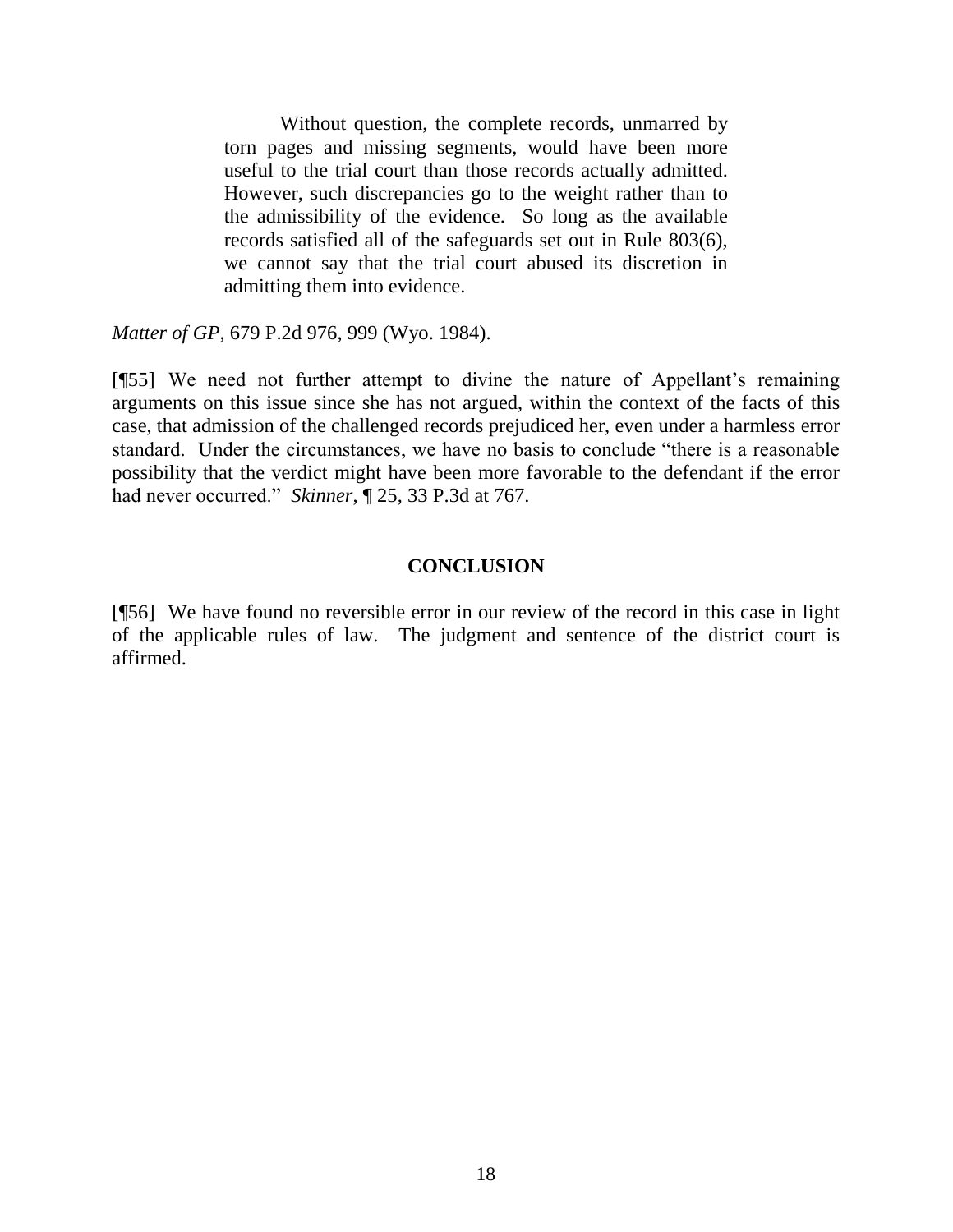> Without question, the complete records, unmarred by torn pages and missing segments, would have been more useful to the trial court than those records actually admitted. However, such discrepancies go to the weight rather than to the admissibility of the evidence. So long as the available records satisfied all of the safeguards set out in Rule 803(6), we cannot say that the trial court abused its discretion in admitting them into evidence.

*Matter of GP*, 679 P.2d 976, 999 (Wyo. 1984).

[¶55] We need not further attempt to divine the nature of Appellant's remaining arguments on this issue since she has not argued, within the context of the facts of this case, that admission of the challenged records prejudiced her, even under a harmless error standard. Under the circumstances, we have no basis to conclude "there is a reasonable possibility that the verdict might have been more favorable to the defendant if the error had never occurred." *Skinner*, ¶ 25, 33 P.3d at 767.

## CONCLUSION

[¶56] We have found no reversible error in our review of the record in this case in light of the applicable rules of law. The judgment and sentence of the district court is affirmed.